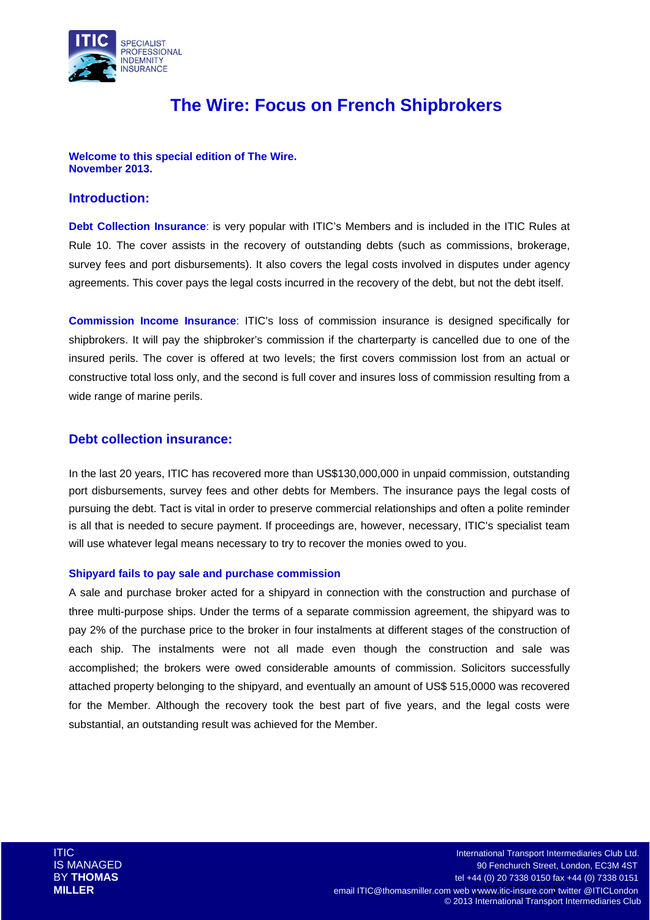# The Wire: Focus on French Shipbrokers

**Welcome to this special edition of The Wire.**
**November 2013.**

## Introduction:

**Debt Collection Insurance**: is very popular with ITIC's Members and is included in the ITIC Rules at Rule 10. The cover assists in the recovery of outstanding debts (such as commissions, brokerage, survey fees and port disbursements). It also covers the legal costs involved in disputes under agency agreements. This cover pays the legal costs incurred in the recovery of the debt, but not the debt itself.

**Commission Income Insurance**: ITIC's loss of commission insurance is designed specifically for shipbrokers. It will pay the shipbroker's commission if the charterparty is cancelled due to one of the insured perils. The cover is offered at two levels; the first covers commission lost from an actual or constructive total loss only, and the second is full cover and insures loss of commission resulting from a wide range of marine perils.

## Debt collection insurance:

In the last 20 years, ITIC has recovered more than US$130,000,000 in unpaid commission, outstanding port disbursements, survey fees and other debts for Members. The insurance pays the legal costs of pursuing the debt. Tact is vital in order to preserve commercial relationships and often a polite reminder is all that is needed to secure payment. If proceedings are, however, necessary, ITIC's specialist team will use whatever legal means necessary to try to recover the monies owed to you.

### Shipyard fails to pay sale and purchase commission

A sale and purchase broker acted for a shipyard in connection with the construction and purchase of three multi-purpose ships. Under the terms of a separate commission agreement, the shipyard was to pay 2% of the purchase price to the broker in four instalments at different stages of the construction of each ship. The instalments were not all made even though the construction and sale was accomplished; the brokers were owed considerable amounts of commission. Solicitors successfully attached property belonging to the shipyard, and eventually an amount of US$ 515,0000 was recovered for the Member. Although the recovery took the best part of five years, and the legal costs were substantial, an outstanding result was achieved for the Member.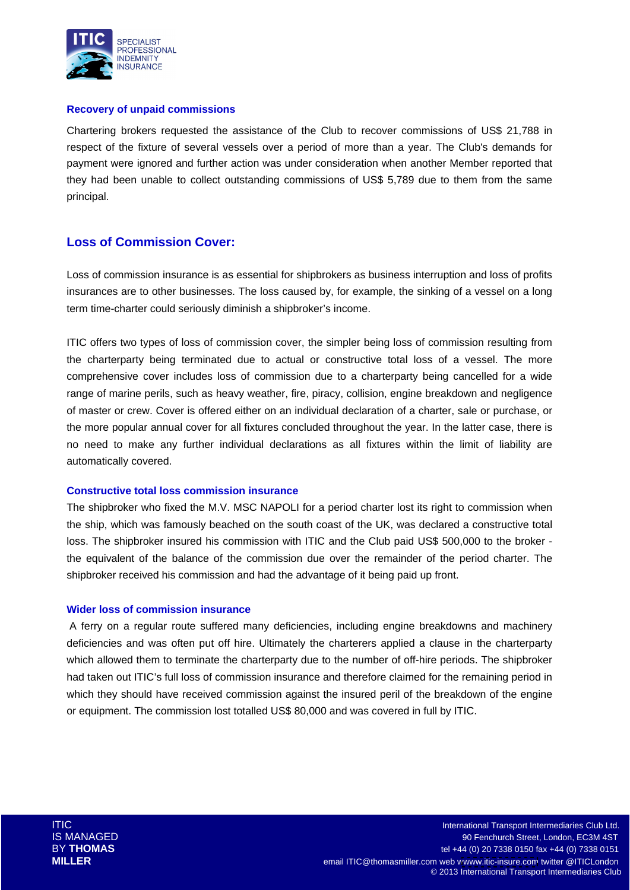### Recovery of unpaid commissions

Chartering brokers requested the assistance of the Club to recover commissions of US$ 21,788 in respect of the fixture of several vessels over a period of more than a year. The Club's demands for payment were ignored and further action was under consideration when another Member reported that they had been unable to collect outstanding commissions of US$ 5,789 due to them from the same principal.

## Loss of Commission Cover:

Loss of commission insurance is as essential for shipbrokers as business interruption and loss of profits insurances are to other businesses. The loss caused by, for example, the sinking of a vessel on a long term time-charter could seriously diminish a shipbroker's income.

ITIC offers two types of loss of commission cover, the simpler being loss of commission resulting from the charterparty being terminated due to actual or constructive total loss of a vessel. The more comprehensive cover includes loss of commission due to a charterparty being cancelled for a wide range of marine perils, such as heavy weather, fire, piracy, collision, engine breakdown and negligence of master or crew. Cover is offered either on an individual declaration of a charter, sale or purchase, or the more popular annual cover for all fixtures concluded throughout the year. In the latter case, there is no need to make any further individual declarations as all fixtures within the limit of liability are automatically covered.

### Constructive total loss commission insurance

The shipbroker who fixed the M.V. MSC NAPOLI for a period charter lost its right to commission when the ship, which was famously beached on the south coast of the UK, was declared a constructive total loss. The shipbroker insured his commission with ITIC and the Club paid US$ 500,000 to the broker - the equivalent of the balance of the commission due over the remainder of the period charter. The shipbroker received his commission and had the advantage of it being paid up front.

### Wider loss of commission insurance

A ferry on a regular route suffered many deficiencies, including engine breakdowns and machinery deficiencies and was often put off hire. Ultimately the charterers applied a clause in the charterparty which allowed them to terminate the charterparty due to the number of off-hire periods. The shipbroker had taken out ITIC's full loss of commission insurance and therefore claimed for the remaining period in which they should have received commission against the insured peril of the breakdown of the engine or equipment. The commission lost totalled US$ 80,000 and was covered in full by ITIC.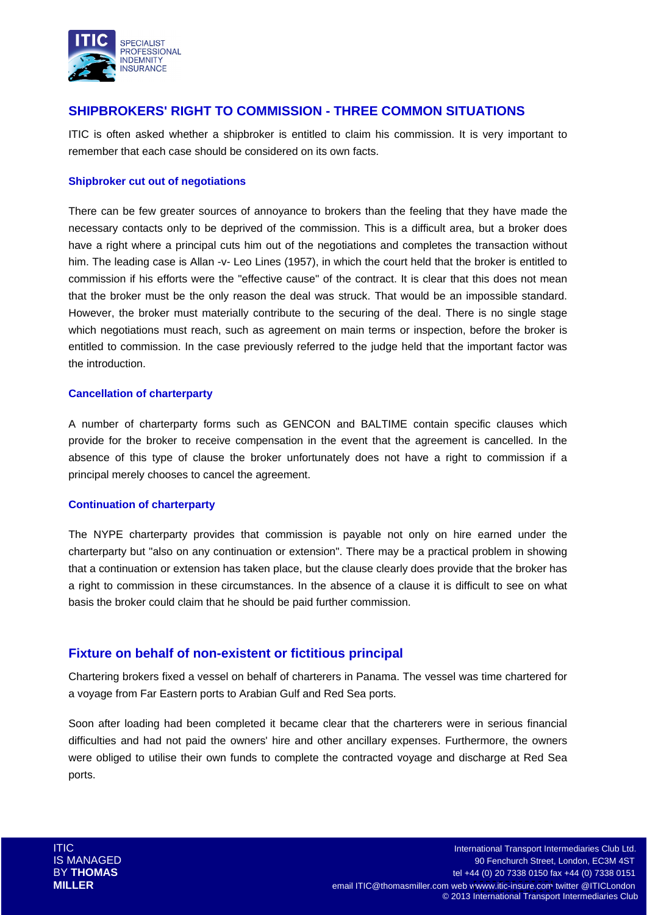## SHIPBROKERS' RIGHT TO COMMISSION - THREE COMMON SITUATIONS

ITIC is often asked whether a shipbroker is entitled to claim his commission. It is very important to remember that each case should be considered on its own facts.

### Shipbroker cut out of negotiations

There can be few greater sources of annoyance to brokers than the feeling that they have made the necessary contacts only to be deprived of the commission. This is a difficult area, but a broker does have a right where a principal cuts him out of the negotiations and completes the transaction without him. The leading case is Allan -v- Leo Lines (1957), in which the court held that the broker is entitled to commission if his efforts were the "effective cause" of the contract. It is clear that this does not mean that the broker must be the only reason the deal was struck. That would be an impossible standard. However, the broker must materially contribute to the securing of the deal. There is no single stage which negotiations must reach, such as agreement on main terms or inspection, before the broker is entitled to commission. In the case previously referred to the judge held that the important factor was the introduction.

### Cancellation of charterparty

A number of charterparty forms such as GENCON and BALTIME contain specific clauses which provide for the broker to receive compensation in the event that the agreement is cancelled. In the absence of this type of clause the broker unfortunately does not have a right to commission if a principal merely chooses to cancel the agreement.

### Continuation of charterparty

The NYPE charterparty provides that commission is payable not only on hire earned under the charterparty but "also on any continuation or extension". There may be a practical problem in showing that a continuation or extension has taken place, but the clause clearly does provide that the broker has a right to commission in these circumstances. In the absence of a clause it is difficult to see on what basis the broker could claim that he should be paid further commission.

## Fixture on behalf of non-existent or fictitious principal

Chartering brokers fixed a vessel on behalf of charterers in Panama. The vessel was time chartered for a voyage from Far Eastern ports to Arabian Gulf and Red Sea ports.

Soon after loading had been completed it became clear that the charterers were in serious financial difficulties and had not paid the owners' hire and other ancillary expenses. Furthermore, the owners were obliged to utilise their own funds to complete the contracted voyage and discharge at Red Sea ports.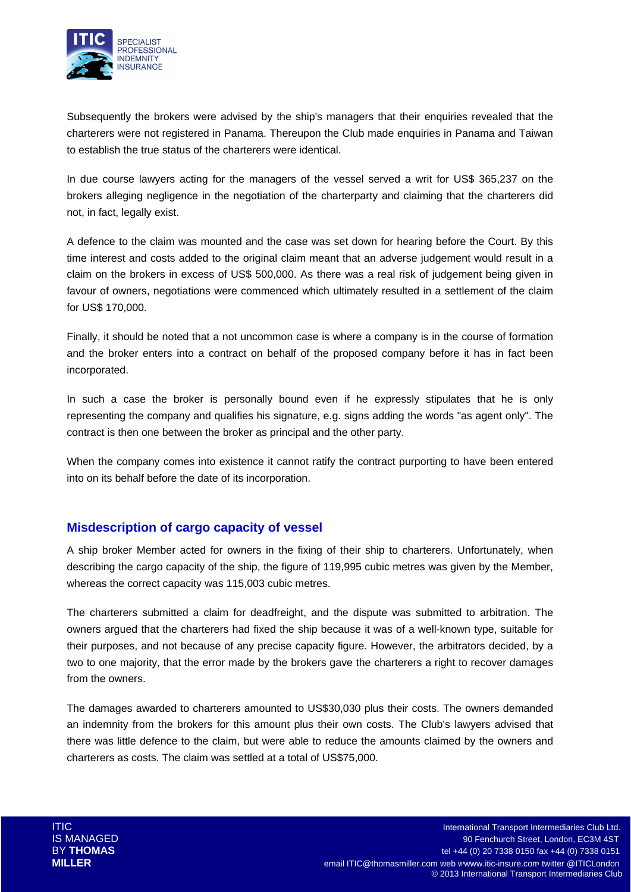Subsequently the brokers were advised by the ship's managers that their enquiries revealed that the charterers were not registered in Panama. Thereupon the Club made enquiries in Panama and Taiwan to establish the true status of the charterers were identical.

In due course lawyers acting for the managers of the vessel served a writ for US$ 365,237 on the brokers alleging negligence in the negotiation of the charterparty and claiming that the charterers did not, in fact, legally exist.

A defence to the claim was mounted and the case was set down for hearing before the Court. By this time interest and costs added to the original claim meant that an adverse judgement would result in a claim on the brokers in excess of US$ 500,000. As there was a real risk of judgement being given in favour of owners, negotiations were commenced which ultimately resulted in a settlement of the claim for US$ 170,000.

Finally, it should be noted that a not uncommon case is where a company is in the course of formation and the broker enters into a contract on behalf of the proposed company before it has in fact been incorporated.

In such a case the broker is personally bound even if he expressly stipulates that he is only representing the company and qualifies his signature, e.g. signs adding the words "as agent only". The contract is then one between the broker as principal and the other party.

When the company comes into existence it cannot ratify the contract purporting to have been entered into on its behalf before the date of its incorporation.

## Misdescription of cargo capacity of vessel

A ship broker Member acted for owners in the fixing of their ship to charterers. Unfortunately, when describing the cargo capacity of the ship, the figure of 119,995 cubic metres was given by the Member, whereas the correct capacity was 115,003 cubic metres.

The charterers submitted a claim for deadfreight, and the dispute was submitted to arbitration. The owners argued that the charterers had fixed the ship because it was of a well-known type, suitable for their purposes, and not because of any precise capacity figure. However, the arbitrators decided, by a two to one majority, that the error made by the brokers gave the charterers a right to recover damages from the owners.

The damages awarded to charterers amounted to US$30,030 plus their costs. The owners demanded an indemnity from the brokers for this amount plus their own costs. The Club's lawyers advised that there was little defence to the claim, but were able to reduce the amounts claimed by the owners and charterers as costs. The claim was settled at a total of US$75,000.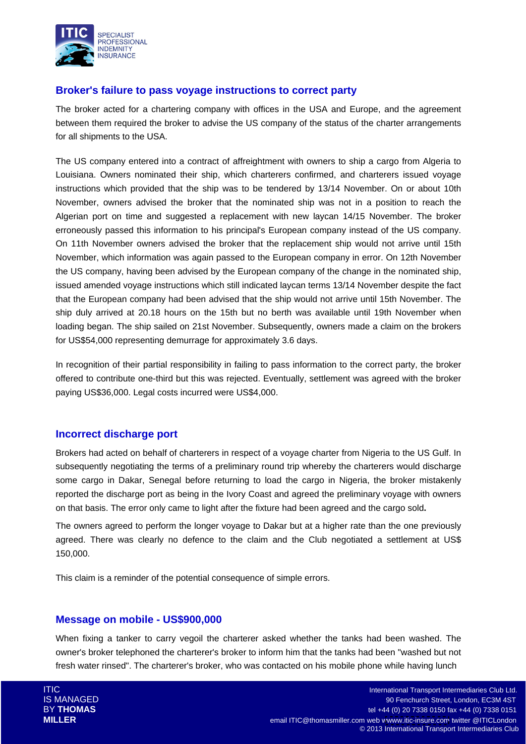## Broker's failure to pass voyage instructions to correct party

The broker acted for a chartering company with offices in the USA and Europe, and the agreement between them required the broker to advise the US company of the status of the charter arrangements for all shipments to the USA.

The US company entered into a contract of affreightment with owners to ship a cargo from Algeria to Louisiana. Owners nominated their ship, which charterers confirmed, and charterers issued voyage instructions which provided that the ship was to be tendered by 13/14 November. On or about 10th November, owners advised the broker that the nominated ship was not in a position to reach the Algerian port on time and suggested a replacement with new laycan 14/15 November. The broker erroneously passed this information to his principal's European company instead of the US company. On 11th November owners advised the broker that the replacement ship would not arrive until 15th November, which information was again passed to the European company in error. On 12th November the US company, having been advised by the European company of the change in the nominated ship, issued amended voyage instructions which still indicated laycan terms 13/14 November despite the fact that the European company had been advised that the ship would not arrive until 15th November. The ship duly arrived at 20.18 hours on the 15th but no berth was available until 19th November when loading began. The ship sailed on 21st November. Subsequently, owners made a claim on the brokers for US$54,000 representing demurrage for approximately 3.6 days.

In recognition of their partial responsibility in failing to pass information to the correct party, the broker offered to contribute one-third but this was rejected. Eventually, settlement was agreed with the broker paying US$36,000. Legal costs incurred were US$4,000.

## Incorrect discharge port

Brokers had acted on behalf of charterers in respect of a voyage charter from Nigeria to the US Gulf. In subsequently negotiating the terms of a preliminary round trip whereby the charterers would discharge some cargo in Dakar, Senegal before returning to load the cargo in Nigeria, the broker mistakenly reported the discharge port as being in the Ivory Coast and agreed the preliminary voyage with owners on that basis. The error only came to light after the fixture had been agreed and the cargo sold**.**

The owners agreed to perform the longer voyage to Dakar but at a higher rate than the one previously agreed. There was clearly no defence to the claim and the Club negotiated a settlement at US$ 150,000.

This claim is a reminder of the potential consequence of simple errors.

## Message on mobile - US$900,000

When fixing a tanker to carry vegoil the charterer asked whether the tanks had been washed. The owner's broker telephoned the charterer's broker to inform him that the tanks had been "washed but not fresh water rinsed". The charterer's broker, who was contacted on his mobile phone while having lunch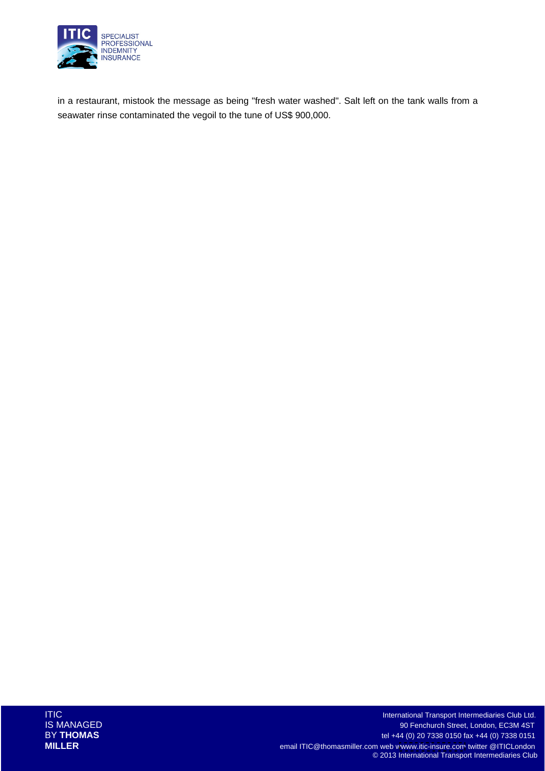in a restaurant, mistook the message as being "fresh water washed". Salt left on the tank walls from a seawater rinse contaminated the vegoil to the tune of US$ 900,000.